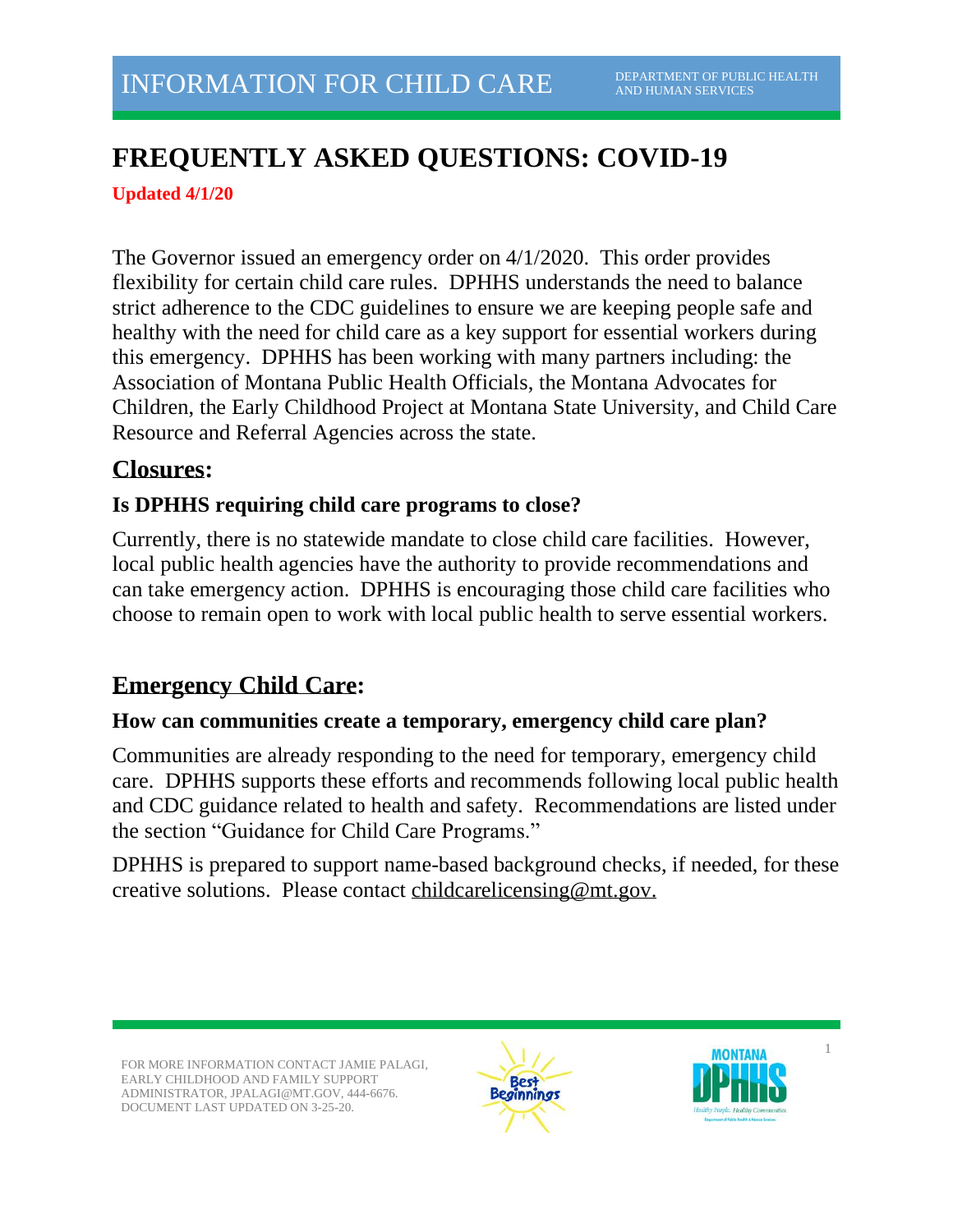INFORMATION FOR CHILD CARE

DEPARTMENT OF PUBLIC HEALTH AND HUMAN SERVICES

# FREQUENTLY ASKED QUESTIONS: COVID-19

**Updated 4/1/20**

The Governor issued an emergency order on 4/1/2020. This order provides flexibility for certain child care rules. DPHHS understands the need to balance strict adherence to the CDC guidelines to ensure we are keeping people safe and healthy with the need for child care as a key support for essential workers during this emergency. DPHHS has been working with many partners including: the Association of Montana Public Health Officials, the Montana Advocates for Children, the Early Childhood Project at Montana State University, and Child Care Resource and Referral Agencies across the state.

## Closures:

### Is DPHHS requiring child care programs to close?

Currently, there is no statewide mandate to close child care facilities. However, local public health agencies have the authority to provide recommendations and can take emergency action. DPHHS is encouraging those child care facilities who choose to remain open to work with local public health to serve essential workers.

## Emergency Child Care:

### How can communities create a temporary, emergency child care plan?

Communities are already responding to the need for temporary, emergency child care. DPHHS supports these efforts and recommends following local public health and CDC guidance related to health and safety. Recommendations are listed under the section "Guidance for Child Care Programs."

DPHHS is prepared to support name-based background checks, if needed, for these creative solutions. Please contact childcarelicensing@mt.gov.

FOR MORE INFORMATION CONTACT JAMIE PALAGI, EARLY CHILDHOOD AND FAMILY SUPPORT ADMINISTRATOR, JPALAGI@MT.GOV, 444-6676. DOCUMENT LAST UPDATED ON 3-25-20.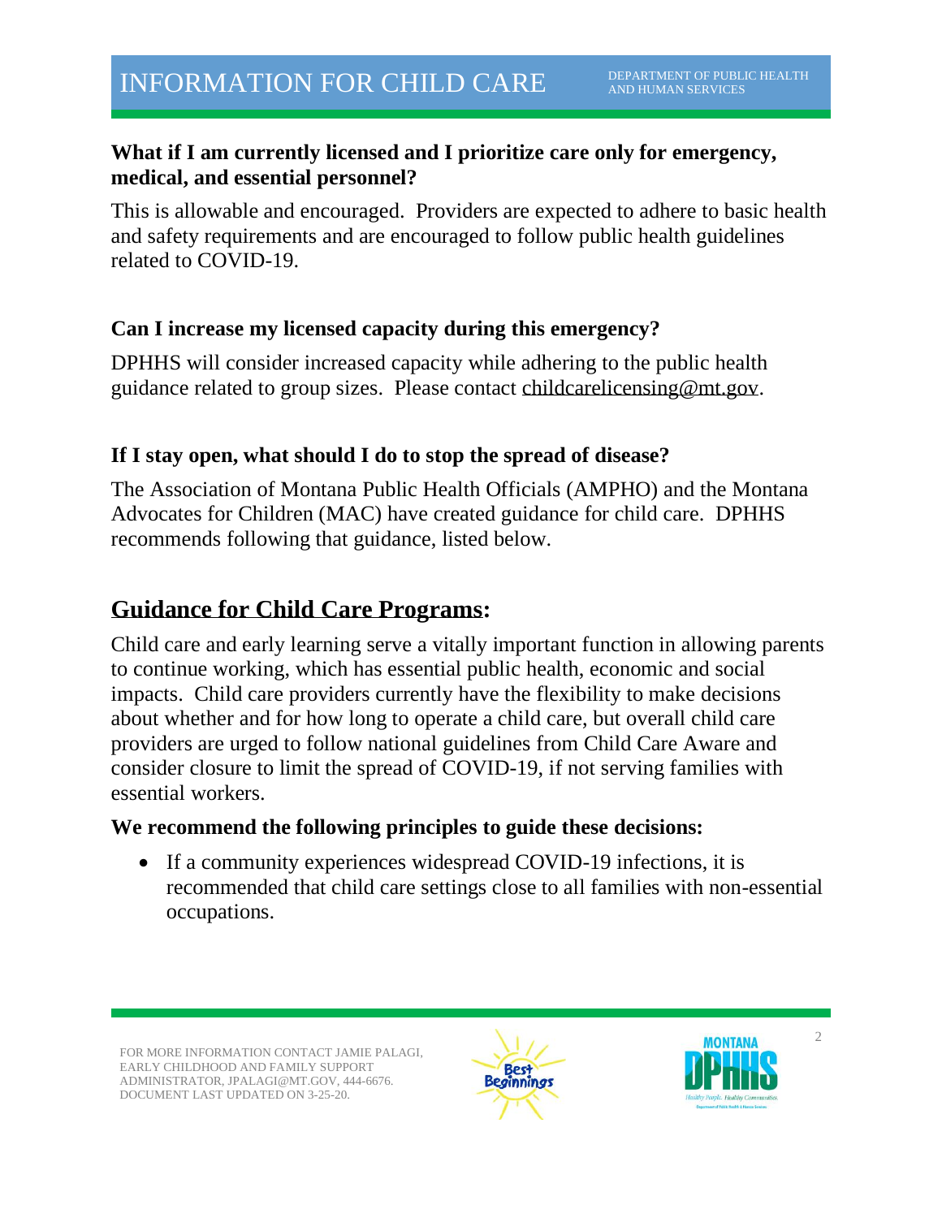**What if I am currently licensed and I prioritize care only for emergency, medical, and essential personnel?**

This is allowable and encouraged. Providers are expected to adhere to basic health and safety requirements and are encouraged to follow public health guidelines related to COVID-19.

**Can I increase my licensed capacity during this emergency?**

DPHHS will consider increased capacity while adhering to the public health guidance related to group sizes. Please contact childcarelicensing@mt.gov.

**If I stay open, what should I do to stop the spread of disease?**

The Association of Montana Public Health Officials (AMPHO) and the Montana Advocates for Children (MAC) have created guidance for child care. DPHHS recommends following that guidance, listed below.

## Guidance for Child Care Programs:

Child care and early learning serve a vitally important function in allowing parents to continue working, which has essential public health, economic and social impacts. Child care providers currently have the flexibility to make decisions about whether and for how long to operate a child care, but overall child care providers are urged to follow national guidelines from Child Care Aware and consider closure to limit the spread of COVID-19, if not serving families with essential workers.

**We recommend the following principles to guide these decisions:**

- If a community experiences widespread COVID-19 infections, it is recommended that child care settings close to all families with non-essential occupations.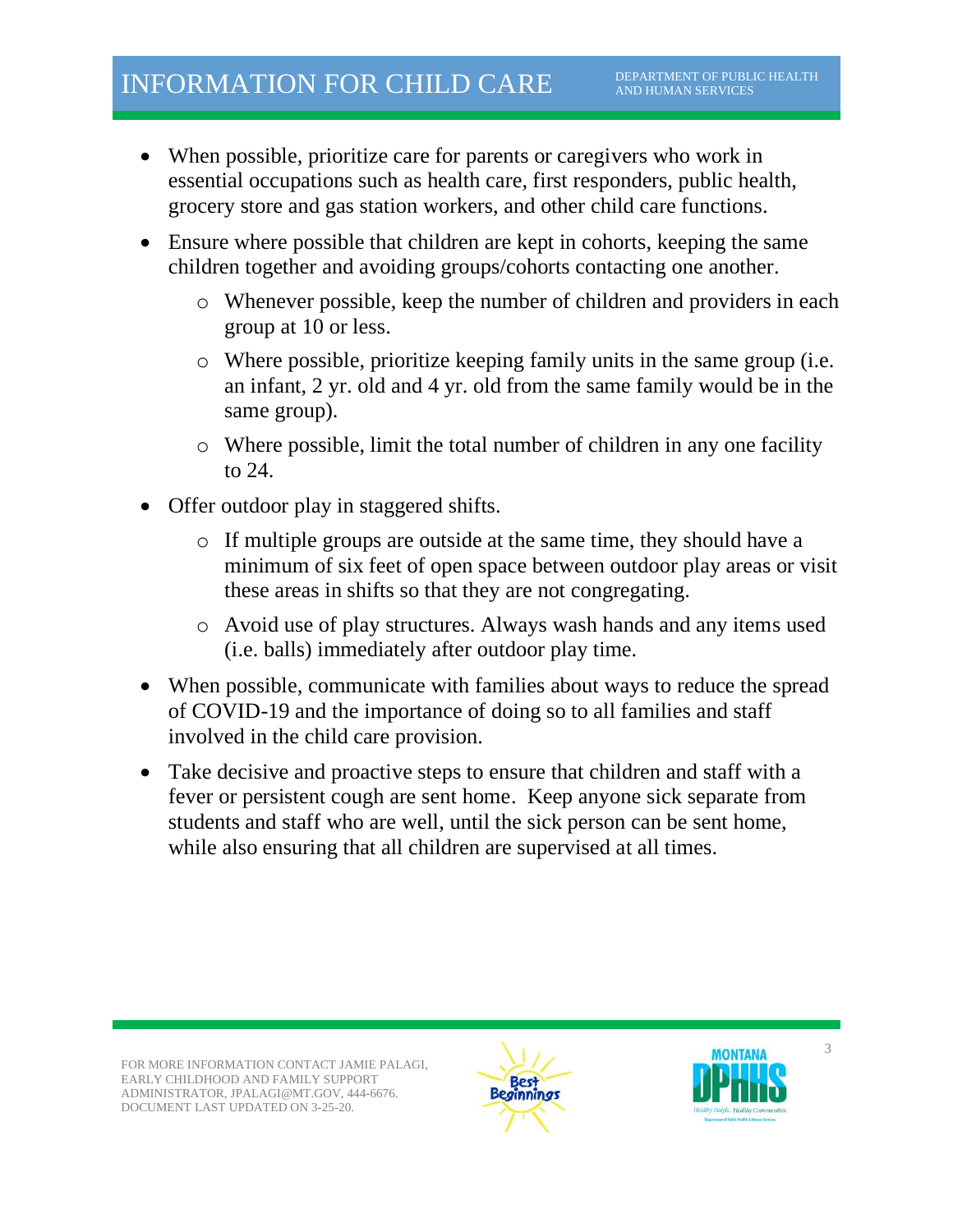- When possible, prioritize care for parents or caregivers who work in essential occupations such as health care, first responders, public health, grocery store and gas station workers, and other child care functions.
- Ensure where possible that children are kept in cohorts, keeping the same children together and avoiding groups/cohorts contacting one another.
  - Whenever possible, keep the number of children and providers in each group at 10 or less.
  - Where possible, prioritize keeping family units in the same group (i.e. an infant, 2 yr. old and 4 yr. old from the same family would be in the same group).
  - Where possible, limit the total number of children in any one facility to 24.
- Offer outdoor play in staggered shifts.
  - If multiple groups are outside at the same time, they should have a minimum of six feet of open space between outdoor play areas or visit these areas in shifts so that they are not congregating.
  - Avoid use of play structures. Always wash hands and any items used (i.e. balls) immediately after outdoor play time.
- When possible, communicate with families about ways to reduce the spread of COVID-19 and the importance of doing so to all families and staff involved in the child care provision.
- Take decisive and proactive steps to ensure that children and staff with a fever or persistent cough are sent home. Keep anyone sick separate from students and staff who are well, until the sick person can be sent home, while also ensuring that all children are supervised at all times.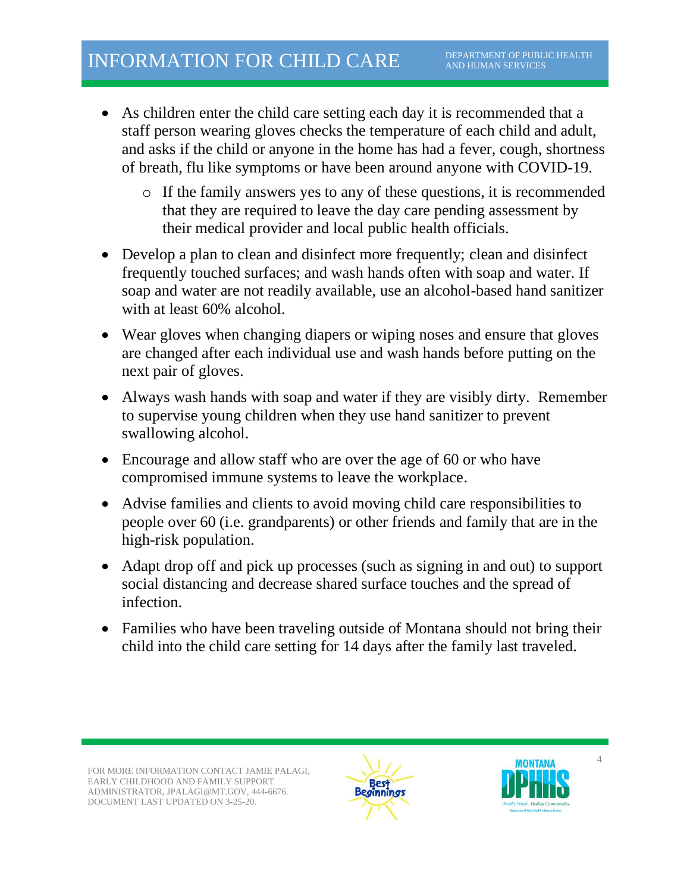- As children enter the child care setting each day it is recommended that a staff person wearing gloves checks the temperature of each child and adult, and asks if the child or anyone in the home has had a fever, cough, shortness of breath, flu like symptoms or have been around anyone with COVID-19.
  - If the family answers yes to any of these questions, it is recommended that they are required to leave the day care pending assessment by their medical provider and local public health officials.
- Develop a plan to clean and disinfect more frequently; clean and disinfect frequently touched surfaces; and wash hands often with soap and water. If soap and water are not readily available, use an alcohol-based hand sanitizer with at least 60% alcohol.
- Wear gloves when changing diapers or wiping noses and ensure that gloves are changed after each individual use and wash hands before putting on the next pair of gloves.
- Always wash hands with soap and water if they are visibly dirty. Remember to supervise young children when they use hand sanitizer to prevent swallowing alcohol.
- Encourage and allow staff who are over the age of 60 or who have compromised immune systems to leave the workplace.
- Advise families and clients to avoid moving child care responsibilities to people over 60 (i.e. grandparents) or other friends and family that are in the high-risk population.
- Adapt drop off and pick up processes (such as signing in and out) to support social distancing and decrease shared surface touches and the spread of infection.
- Families who have been traveling outside of Montana should not bring their child into the child care setting for 14 days after the family last traveled.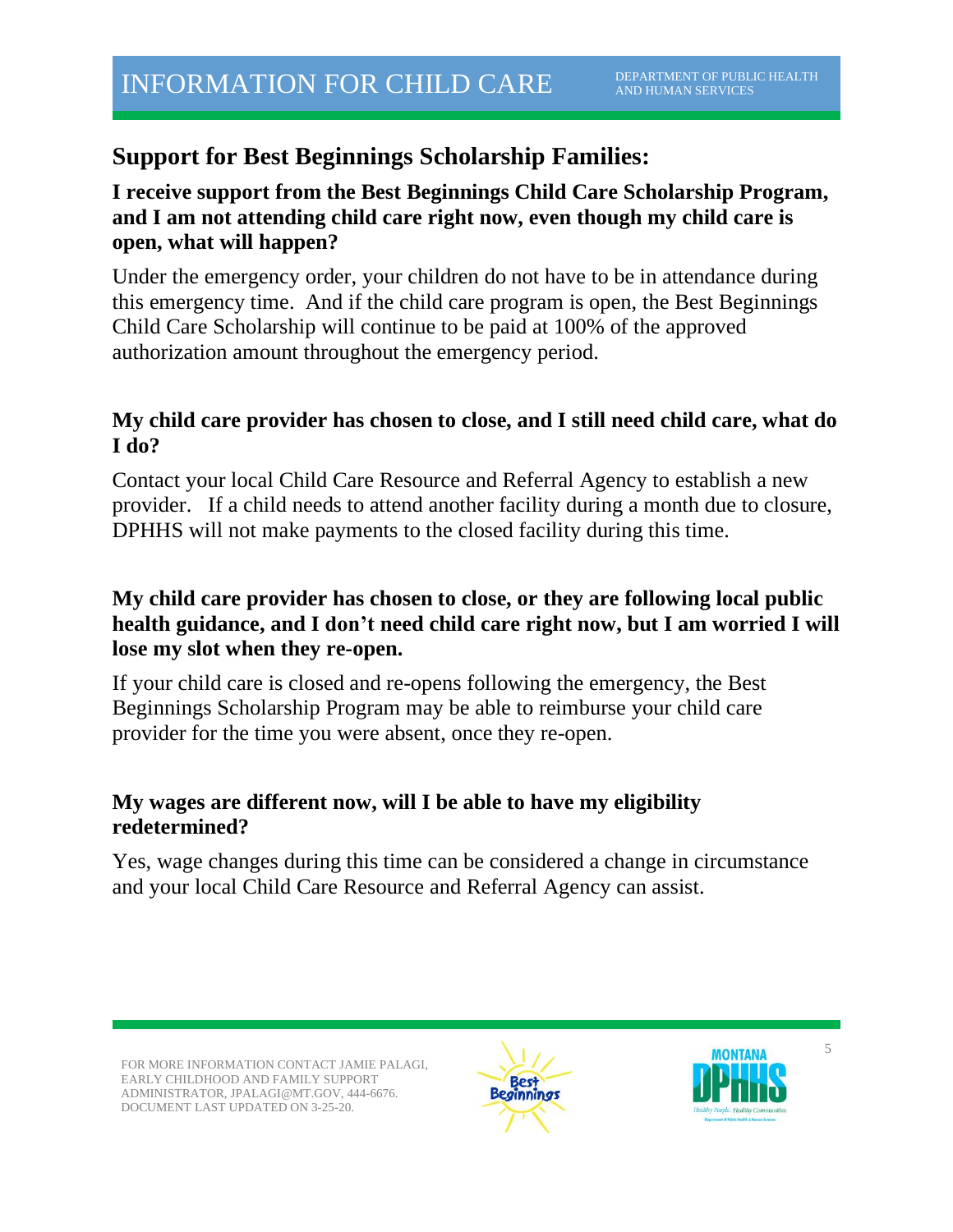## Support for Best Beginnings Scholarship Families:

### I receive support from the Best Beginnings Child Care Scholarship Program, and I am not attending child care right now, even though my child care is open, what will happen?

Under the emergency order, your children do not have to be in attendance during this emergency time. And if the child care program is open, the Best Beginnings Child Care Scholarship will continue to be paid at 100% of the approved authorization amount throughout the emergency period.

### My child care provider has chosen to close, and I still need child care, what do I do?

Contact your local Child Care Resource and Referral Agency to establish a new provider. If a child needs to attend another facility during a month due to closure, DPHHS will not make payments to the closed facility during this time.

### My child care provider has chosen to close, or they are following local public health guidance, and I don't need child care right now, but I am worried I will lose my slot when they re-open.

If your child care is closed and re-opens following the emergency, the Best Beginnings Scholarship Program may be able to reimburse your child care provider for the time you were absent, once they re-open.

### My wages are different now, will I be able to have my eligibility redetermined?

Yes, wage changes during this time can be considered a change in circumstance and your local Child Care Resource and Referral Agency can assist.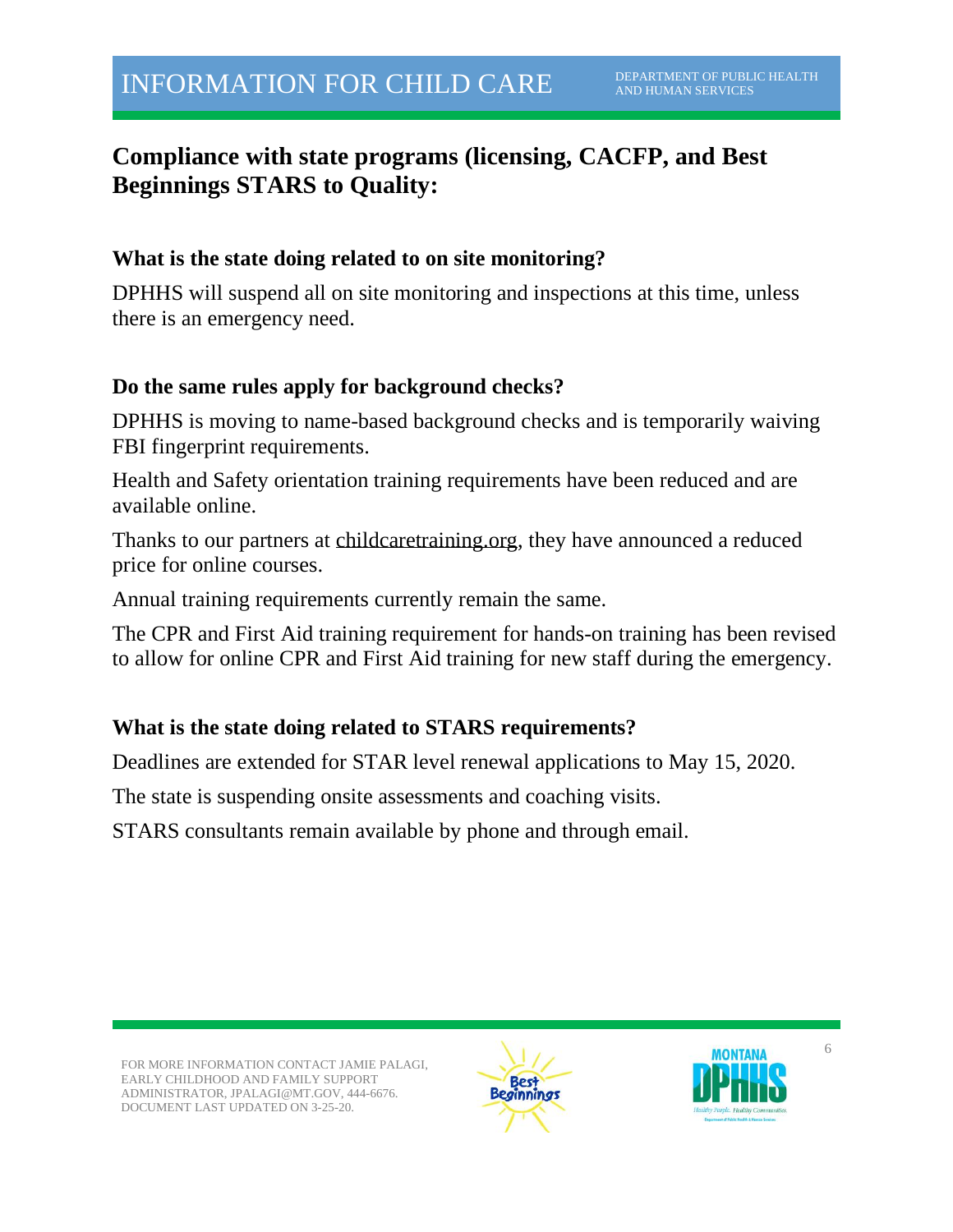## Compliance with state programs (licensing, CACFP, and Best Beginnings STARS to Quality:

### What is the state doing related to on site monitoring?

DPHHS will suspend all on site monitoring and inspections at this time, unless there is an emergency need.

### Do the same rules apply for background checks?

DPHHS is moving to name-based background checks and is temporarily waiving FBI fingerprint requirements.

Health and Safety orientation training requirements have been reduced and are available online.

Thanks to our partners at childcaretraining.org, they have announced a reduced price for online courses.

Annual training requirements currently remain the same.

The CPR and First Aid training requirement for hands-on training has been revised to allow for online CPR and First Aid training for new staff during the emergency.

### What is the state doing related to STARS requirements?

Deadlines are extended for STAR level renewal applications to May 15, 2020.

The state is suspending onsite assessments and coaching visits.

STARS consultants remain available by phone and through email.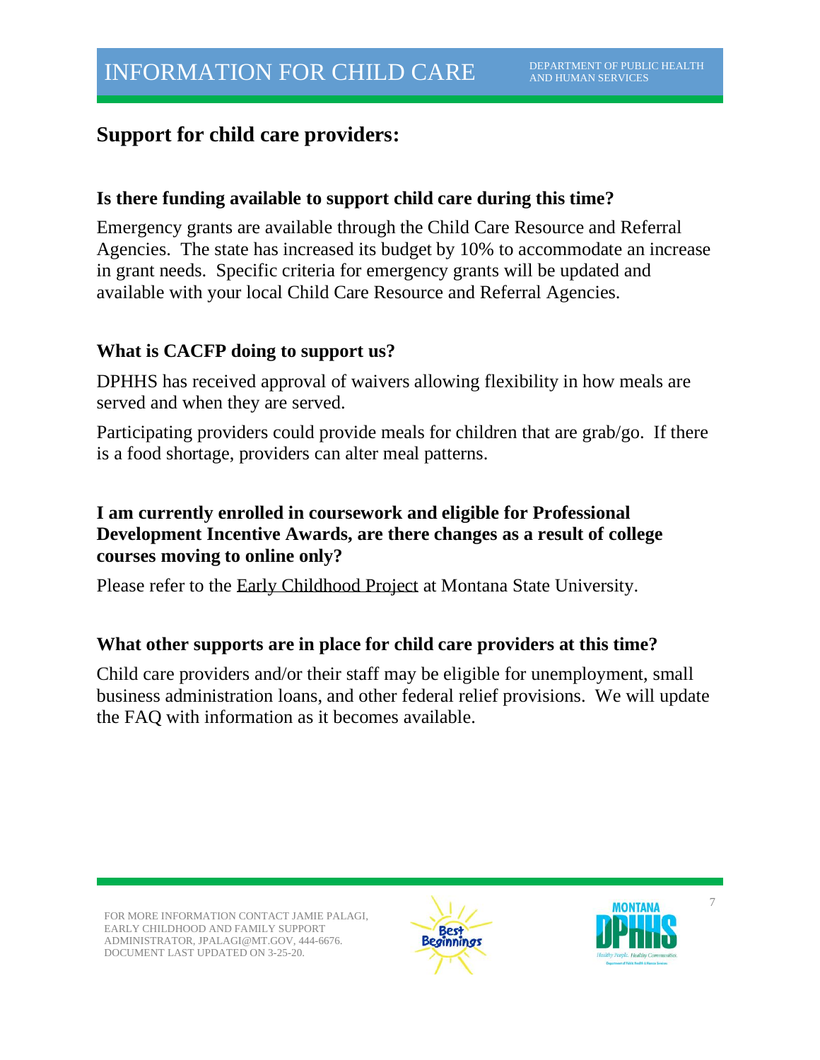## Support for child care providers:

### Is there funding available to support child care during this time?

Emergency grants are available through the Child Care Resource and Referral Agencies. The state has increased its budget by 10% to accommodate an increase in grant needs. Specific criteria for emergency grants will be updated and available with your local Child Care Resource and Referral Agencies.

### What is CACFP doing to support us?

DPHHS has received approval of waivers allowing flexibility in how meals are served and when they are served.

Participating providers could provide meals for children that are grab/go. If there is a food shortage, providers can alter meal patterns.

### I am currently enrolled in coursework and eligible for Professional Development Incentive Awards, are there changes as a result of college courses moving to online only?

Please refer to the Early Childhood Project at Montana State University.

### What other supports are in place for child care providers at this time?

Child care providers and/or their staff may be eligible for unemployment, small business administration loans, and other federal relief provisions. We will update the FAQ with information as it becomes available.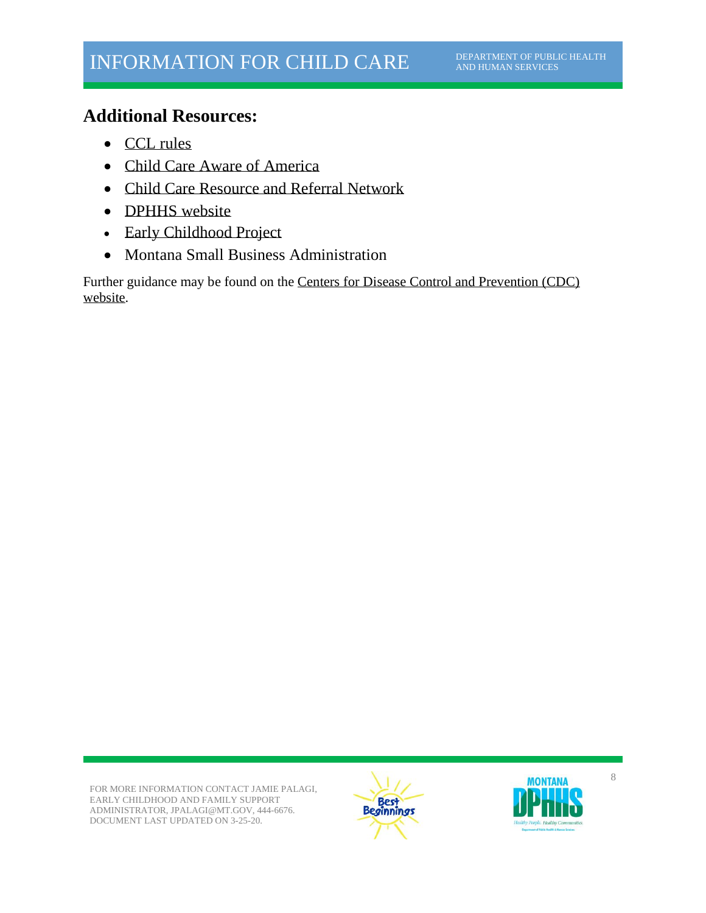## Additional Resources:

- CCL rules
- Child Care Aware of America
- Child Care Resource and Referral Network
- DPHHS website
- Early Childhood Project
- Montana Small Business Administration

Further guidance may be found on the Centers for Disease Control and Prevention (CDC) website.